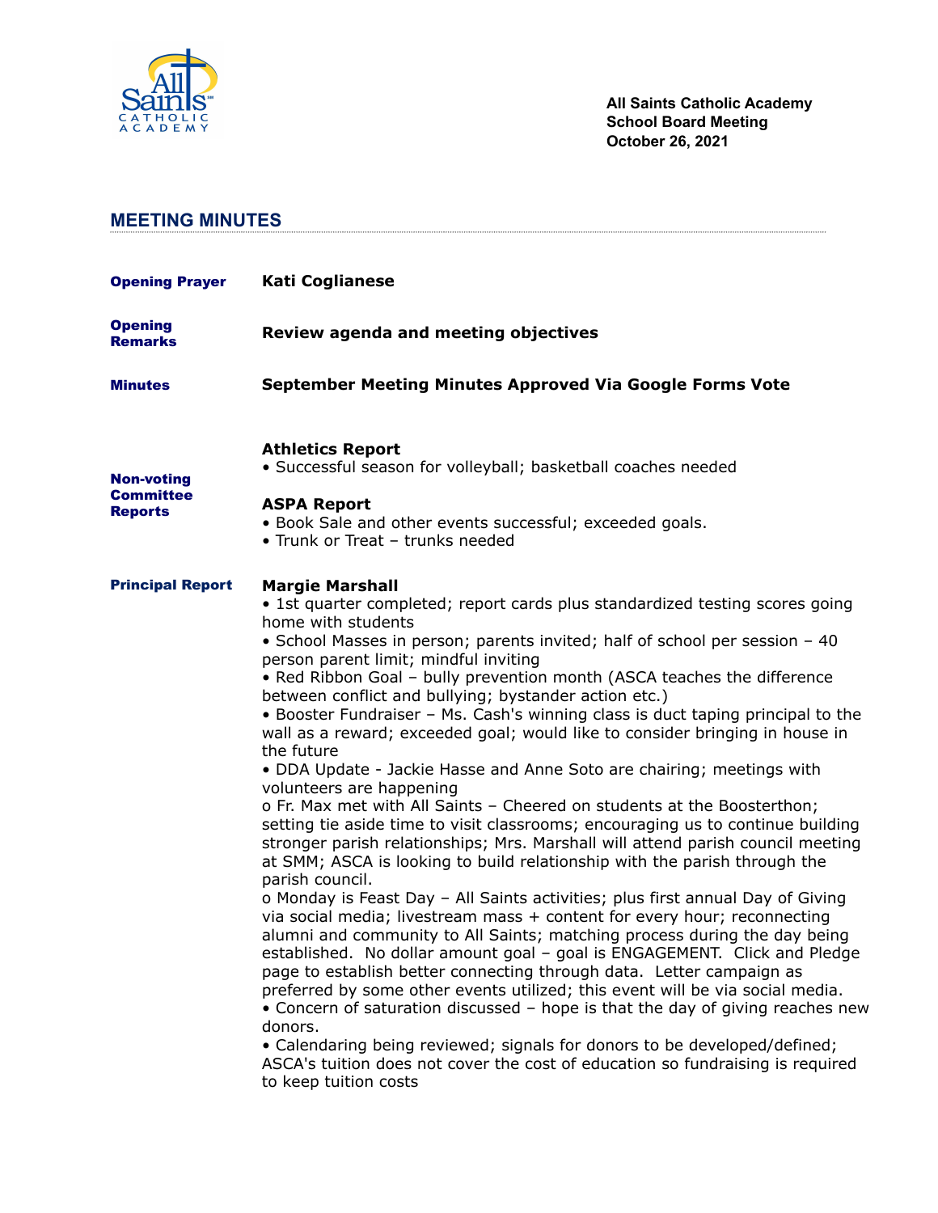**All Saints Catholic Academy**
**School Board Meeting**
**October 26, 2021**

## MEETING MINUTES

**Opening Prayer** — **Kati Coglianese**

**Opening Remarks** — **Review agenda and meeting objectives**

**Minutes** — **September Meeting Minutes Approved Via Google Forms Vote**

### Non-voting Committee Reports

**Athletics Report**
- Successful season for volleyball; basketball coaches needed

**ASPA Report**
- Book Sale and other events successful; exceeded goals.
- Trunk or Treat – trunks needed

### Principal Report

**Margie Marshall**
- 1st quarter completed; report cards plus standardized testing scores going home with students
- School Masses in person; parents invited; half of school per session – 40 person parent limit; mindful inviting
- Red Ribbon Goal – bully prevention month (ASCA teaches the difference between conflict and bullying; bystander action etc.)
- Booster Fundraiser – Ms. Cash's winning class is duct taping principal to the wall as a reward; exceeded goal; would like to consider bringing in house in the future
- DDA Update - Jackie Hasse and Anne Soto are chairing; meetings with volunteers are happening
  - Fr. Max met with All Saints – Cheered on students at the Boosterthon; setting tie aside time to visit classrooms; encouraging us to continue building stronger parish relationships; Mrs. Marshall will attend parish council meeting at SMM; ASCA is looking to build relationship with the parish through the parish council.
  - Monday is Feast Day – All Saints activities; plus first annual Day of Giving via social media; livestream mass + content for every hour; reconnecting alumni and community to All Saints; matching process during the day being established. No dollar amount goal – goal is ENGAGEMENT. Click and Pledge page to establish better connecting through data. Letter campaign as preferred by some other events utilized; this event will be via social media.
- Concern of saturation discussed – hope is that the day of giving reaches new donors.
- Calendaring being reviewed; signals for donors to be developed/defined; ASCA's tuition does not cover the cost of education so fundraising is required to keep tuition costs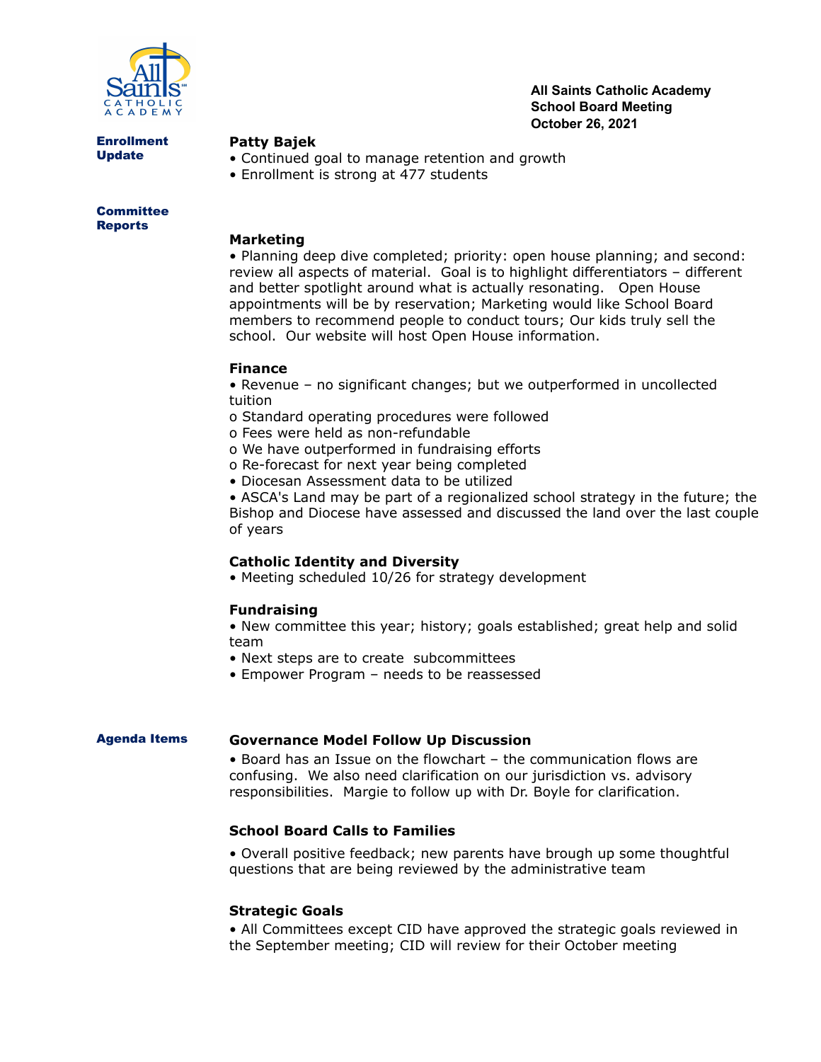**All Saints Catholic Academy**
**School Board Meeting**
**October 26, 2021**

## Enrollment Update

### Patty Bajek

- Continued goal to manage retention and growth
- Enrollment is strong at 477 students

## Committee Reports

### Marketing

- Planning deep dive completed; priority: open house planning; and second: review all aspects of material. Goal is to highlight differentiators – different and better spotlight around what is actually resonating. Open House appointments will be by reservation; Marketing would like School Board members to recommend people to conduct tours; Our kids truly sell the school. Our website will host Open House information.

### Finance

- Revenue – no significant changes; but we outperformed in uncollected tuition
  - Standard operating procedures were followed
  - Fees were held as non-refundable
  - We have outperformed in fundraising efforts
  - Re-forecast for next year being completed
- Diocesan Assessment data to be utilized
- ASCA's Land may be part of a regionalized school strategy in the future; the Bishop and Diocese have assessed and discussed the land over the last couple of years

### Catholic Identity and Diversity

- Meeting scheduled 10/26 for strategy development

### Fundraising

- New committee this year; history; goals established; great help and solid team
- Next steps are to create subcommittees
- Empower Program – needs to be reassessed

## Agenda Items

### Governance Model Follow Up Discussion

- Board has an Issue on the flowchart – the communication flows are confusing. We also need clarification on our jurisdiction vs. advisory responsibilities. Margie to follow up with Dr. Boyle for clarification.

### School Board Calls to Families

- Overall positive feedback; new parents have brough up some thoughtful questions that are being reviewed by the administrative team

### Strategic Goals

- All Committees except CID have approved the strategic goals reviewed in the September meeting; CID will review for their October meeting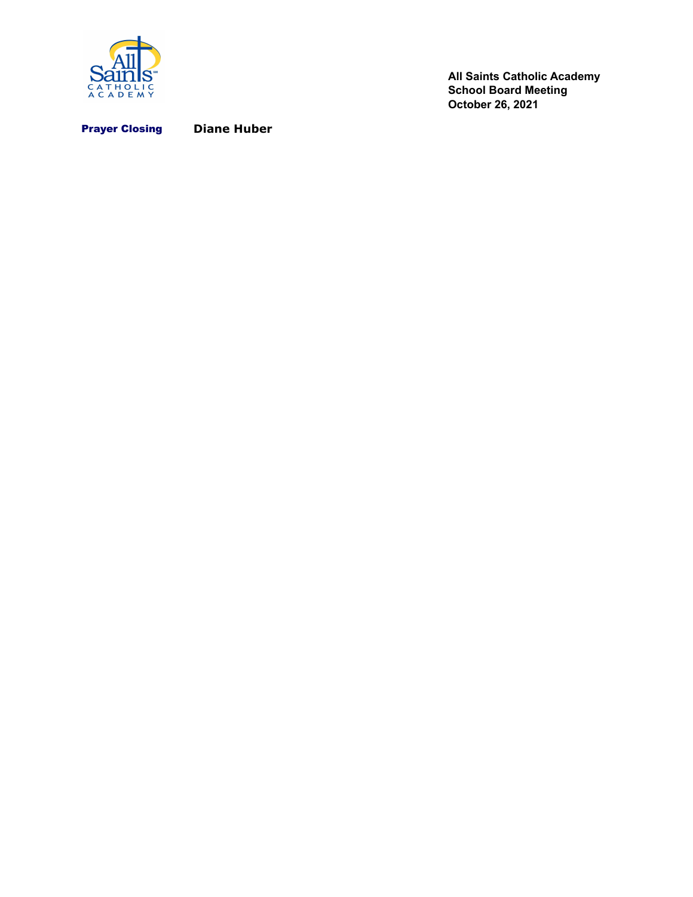**All Saints Catholic Academy**
**School Board Meeting**
**October 26, 2021**

**Prayer Closing** **Diane Huber**